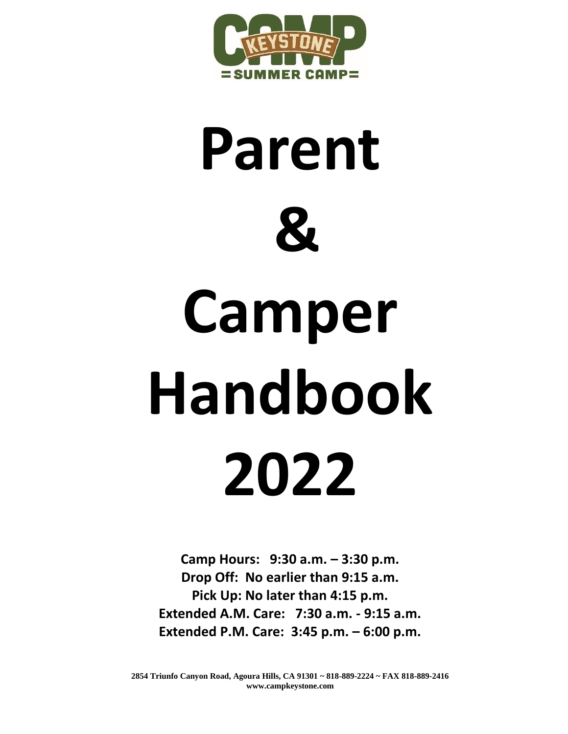CAMP KEYSTONE
= SUMMER CAMP =

# Parent & Camper Handbook 2022

**Camp Hours: 9:30 a.m. – 3:30 p.m.**
**Drop Off: No earlier than 9:15 a.m.**
**Pick Up: No later than 4:15 p.m.**
**Extended A.M. Care: 7:30 a.m. - 9:15 a.m.**
**Extended P.M. Care: 3:45 p.m. – 6:00 p.m.**

**2854 Triunfo Canyon Road, Agoura Hills, CA 91301 ~ 818-889-2224 ~ FAX 818-889-2416**
**www.campkeystone.com**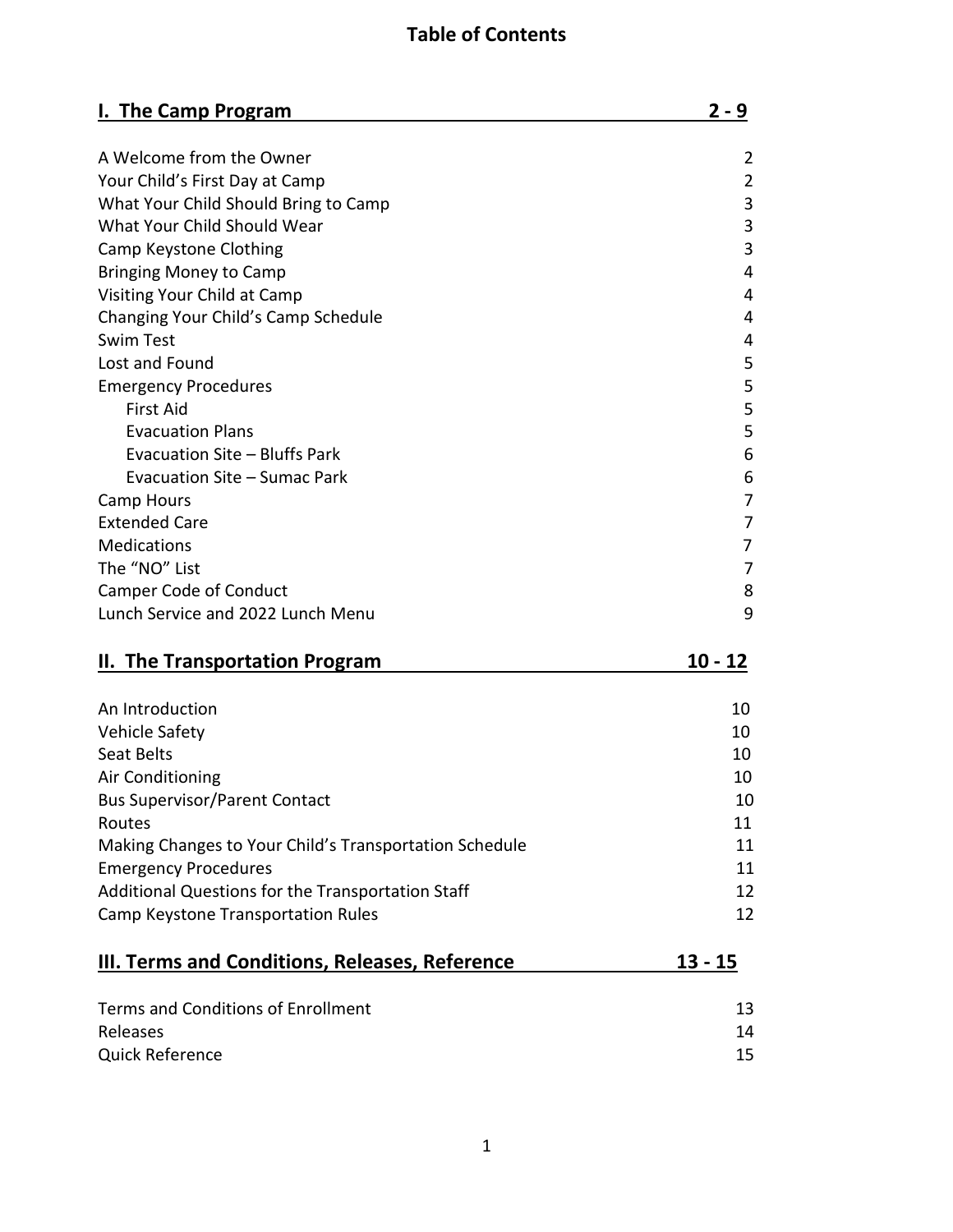# Table of Contents

| I. The Camp Program | 2 - 9 |
| --- | --- |
| A Welcome from the Owner | 2 |
| Your Child's First Day at Camp | 2 |
| What Your Child Should Bring to Camp | 3 |
| What Your Child Should Wear | 3 |
| Camp Keystone Clothing | 3 |
| Bringing Money to Camp | 4 |
| Visiting Your Child at Camp | 4 |
| Changing Your Child's Camp Schedule | 4 |
| Swim Test | 4 |
| Lost and Found | 5 |
| Emergency Procedures | 5 |
| First Aid | 5 |
| Evacuation Plans | 5 |
| Evacuation Site – Bluffs Park | 6 |
| Evacuation Site – Sumac Park | 6 |
| Camp Hours | 7 |
| Extended Care | 7 |
| Medications | 7 |
| The "NO" List | 7 |
| Camper Code of Conduct | 8 |
| Lunch Service and 2022 Lunch Menu | 9 |

| II. The Transportation Program | 10 - 12 |
| --- | --- |
| An Introduction | 10 |
| Vehicle Safety | 10 |
| Seat Belts | 10 |
| Air Conditioning | 10 |
| Bus Supervisor/Parent Contact | 10 |
| Routes | 11 |
| Making Changes to Your Child's Transportation Schedule | 11 |
| Emergency Procedures | 11 |
| Additional Questions for the Transportation Staff | 12 |
| Camp Keystone Transportation Rules | 12 |

| III. Terms and Conditions, Releases, Reference | 13 - 15 |
| --- | --- |
| Terms and Conditions of Enrollment | 13 |
| Releases | 14 |
| Quick Reference | 15 |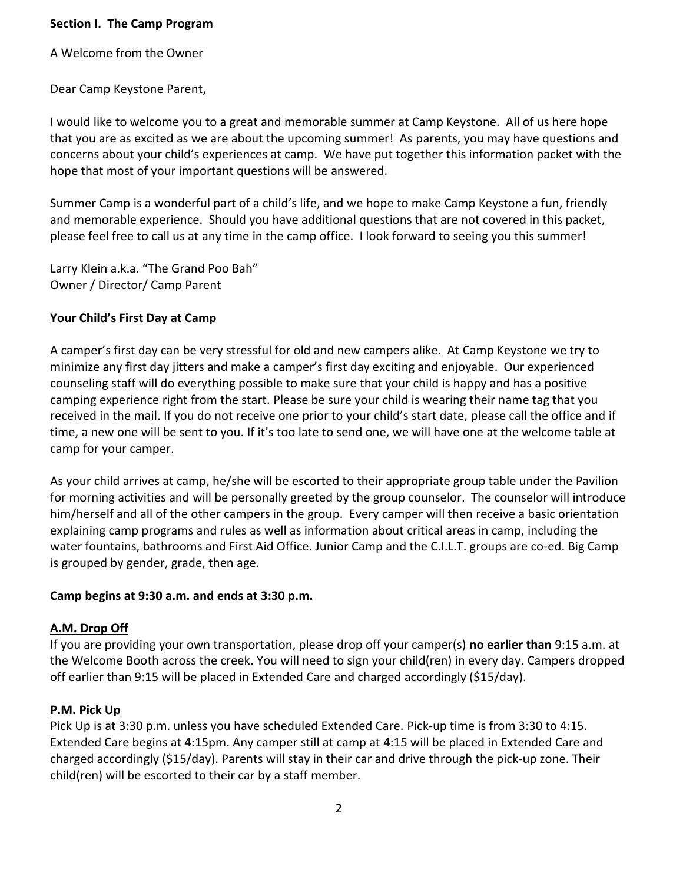**Section I. The Camp Program**

A Welcome from the Owner

Dear Camp Keystone Parent,

I would like to welcome you to a great and memorable summer at Camp Keystone. All of us here hope that you are as excited as we are about the upcoming summer! As parents, you may have questions and concerns about your child's experiences at camp. We have put together this information packet with the hope that most of your important questions will be answered.

Summer Camp is a wonderful part of a child's life, and we hope to make Camp Keystone a fun, friendly and memorable experience. Should you have additional questions that are not covered in this packet, please feel free to call us at any time in the camp office. I look forward to seeing you this summer!

Larry Klein a.k.a. "The Grand Poo Bah"
Owner / Director/ Camp Parent

**Your Child's First Day at Camp**

A camper's first day can be very stressful for old and new campers alike. At Camp Keystone we try to minimize any first day jitters and make a camper's first day exciting and enjoyable. Our experienced counseling staff will do everything possible to make sure that your child is happy and has a positive camping experience right from the start. Please be sure your child is wearing their name tag that you received in the mail. If you do not receive one prior to your child's start date, please call the office and if time, a new one will be sent to you. If it's too late to send one, we will have one at the welcome table at camp for your camper.

As your child arrives at camp, he/she will be escorted to their appropriate group table under the Pavilion for morning activities and will be personally greeted by the group counselor. The counselor will introduce him/herself and all of the other campers in the group. Every camper will then receive a basic orientation explaining camp programs and rules as well as information about critical areas in camp, including the water fountains, bathrooms and First Aid Office. Junior Camp and the C.I.L.T. groups are co-ed. Big Camp is grouped by gender, grade, then age.

**Camp begins at 9:30 a.m. and ends at 3:30 p.m.**

**A.M. Drop Off**

If you are providing your own transportation, please drop off your camper(s) **no earlier than** 9:15 a.m. at the Welcome Booth across the creek. You will need to sign your child(ren) in every day. Campers dropped off earlier than 9:15 will be placed in Extended Care and charged accordingly ($15/day).

**P.M. Pick Up**

Pick Up is at 3:30 p.m. unless you have scheduled Extended Care. Pick-up time is from 3:30 to 4:15. Extended Care begins at 4:15pm. Any camper still at camp at 4:15 will be placed in Extended Care and charged accordingly ($15/day). Parents will stay in their car and drive through the pick-up zone. Their child(ren) will be escorted to their car by a staff member.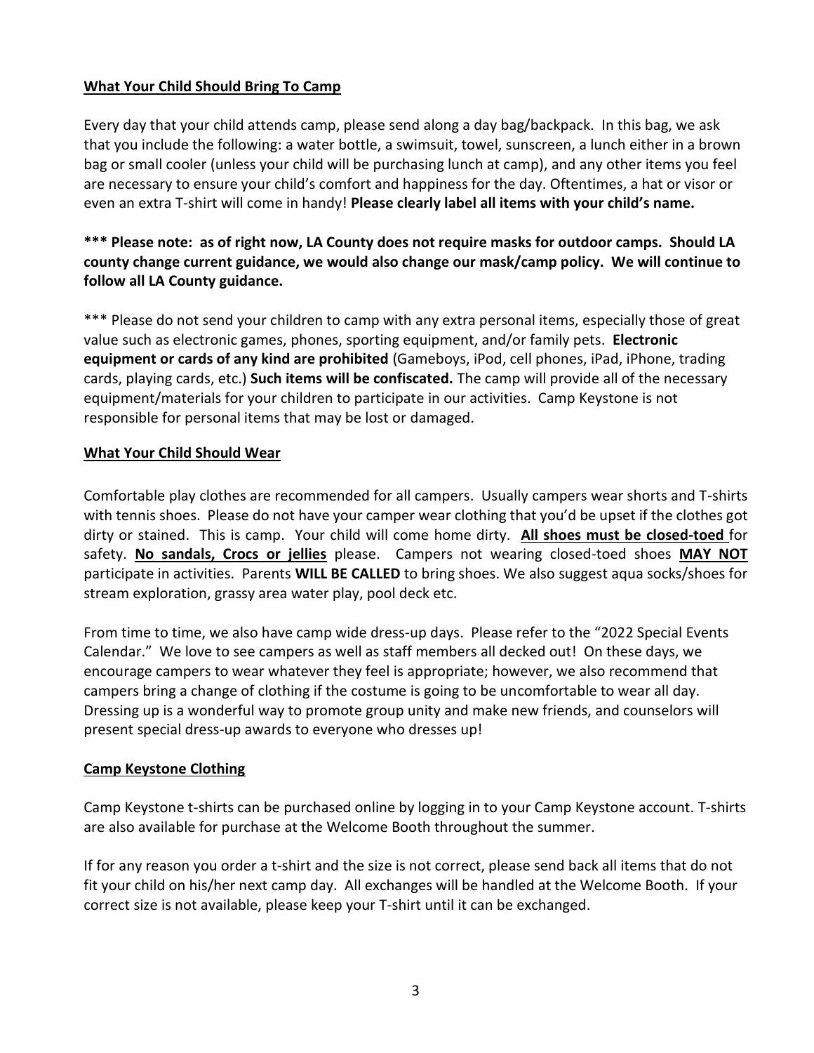## What Your Child Should Bring To Camp

Every day that your child attends camp, please send along a day bag/backpack. In this bag, we ask that you include the following: a water bottle, a swimsuit, towel, sunscreen, a lunch either in a brown bag or small cooler (unless your child will be purchasing lunch at camp), and any other items you feel are necessary to ensure your child's comfort and happiness for the day. Oftentimes, a hat or visor or even an extra T-shirt will come in handy! **Please clearly label all items with your child's name.**

**\*\*\* Please note: as of right now, LA County does not require masks for outdoor camps. Should LA county change current guidance, we would also change our mask/camp policy. We will continue to follow all LA County guidance.**

\*\*\* Please do not send your children to camp with any extra personal items, especially those of great value such as electronic games, phones, sporting equipment, and/or family pets. **Electronic equipment or cards of any kind are prohibited** (Gameboys, iPod, cell phones, iPad, iPhone, trading cards, playing cards, etc.) **Such items will be confiscated.** The camp will provide all of the necessary equipment/materials for your children to participate in our activities. Camp Keystone is not responsible for personal items that may be lost or damaged.

## What Your Child Should Wear

Comfortable play clothes are recommended for all campers. Usually campers wear shorts and T-shirts with tennis shoes. Please do not have your camper wear clothing that you'd be upset if the clothes got dirty or stained. This is camp. Your child will come home dirty. **All shoes must be closed-toed** for safety. **No sandals, Crocs or jellies** please. Campers not wearing closed-toed shoes **MAY NOT** participate in activities. Parents **WILL BE CALLED** to bring shoes. We also suggest aqua socks/shoes for stream exploration, grassy area water play, pool deck etc.

From time to time, we also have camp wide dress-up days. Please refer to the "2022 Special Events Calendar." We love to see campers as well as staff members all decked out! On these days, we encourage campers to wear whatever they feel is appropriate; however, we also recommend that campers bring a change of clothing if the costume is going to be uncomfortable to wear all day. Dressing up is a wonderful way to promote group unity and make new friends, and counselors will present special dress-up awards to everyone who dresses up!

## Camp Keystone Clothing

Camp Keystone t-shirts can be purchased online by logging in to your Camp Keystone account. T-shirts are also available for purchase at the Welcome Booth throughout the summer.

If for any reason you order a t-shirt and the size is not correct, please send back all items that do not fit your child on his/her next camp day. All exchanges will be handled at the Welcome Booth. If your correct size is not available, please keep your T-shirt until it can be exchanged.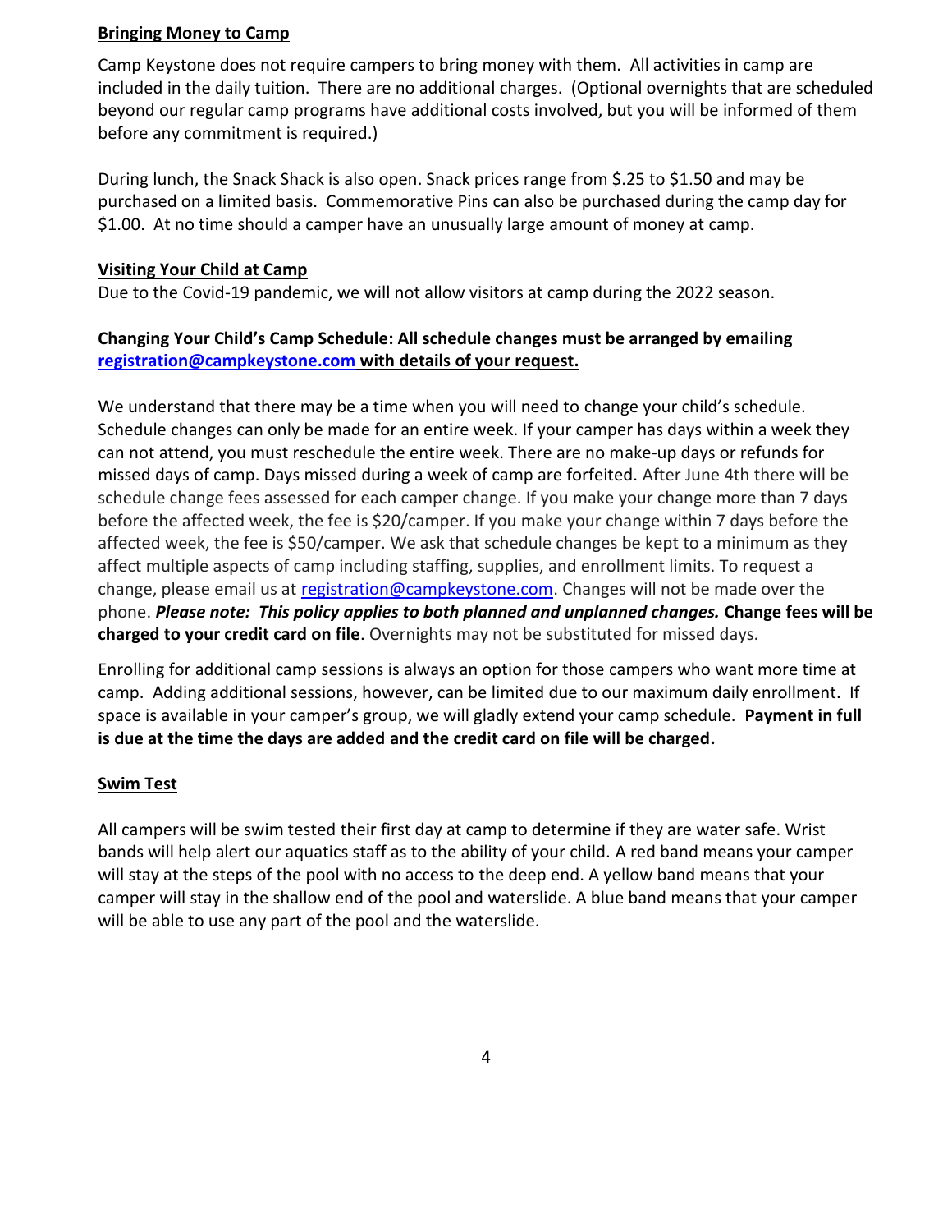## Bringing Money to Camp

Camp Keystone does not require campers to bring money with them. All activities in camp are included in the daily tuition. There are no additional charges. (Optional overnights that are scheduled beyond our regular camp programs have additional costs involved, but you will be informed of them before any commitment is required.)

During lunch, the Snack Shack is also open. Snack prices range from $.25 to $1.50 and may be purchased on a limited basis. Commemorative Pins can also be purchased during the camp day for $1.00. At no time should a camper have an unusually large amount of money at camp.

## Visiting Your Child at Camp

Due to the Covid-19 pandemic, we will not allow visitors at camp during the 2022 season.

## Changing Your Child's Camp Schedule: All schedule changes must be arranged by emailing registration@campkeystone.com with details of your request.

We understand that there may be a time when you will need to change your child's schedule. Schedule changes can only be made for an entire week. If your camper has days within a week they can not attend, you must reschedule the entire week. There are no make-up days or refunds for missed days of camp. Days missed during a week of camp are forfeited. After June 4th there will be schedule change fees assessed for each camper change. If you make your change more than 7 days before the affected week, the fee is $20/camper. If you make your change within 7 days before the affected week, the fee is $50/camper. We ask that schedule changes be kept to a minimum as they affect multiple aspects of camp including staffing, supplies, and enrollment limits. To request a change, please email us at registration@campkeystone.com. Changes will not be made over the phone. ***Please note: This policy applies to both planned and unplanned changes.*** **Change fees will be charged to your credit card on file**. Overnights may not be substituted for missed days.

Enrolling for additional camp sessions is always an option for those campers who want more time at camp. Adding additional sessions, however, can be limited due to our maximum daily enrollment. If space is available in your camper's group, we will gladly extend your camp schedule. **Payment in full is due at the time the days are added and the credit card on file will be charged.**

## Swim Test

All campers will be swim tested their first day at camp to determine if they are water safe. Wrist bands will help alert our aquatics staff as to the ability of your child. A red band means your camper will stay at the steps of the pool with no access to the deep end. A yellow band means that your camper will stay in the shallow end of the pool and waterslide. A blue band means that your camper will be able to use any part of the pool and the waterslide.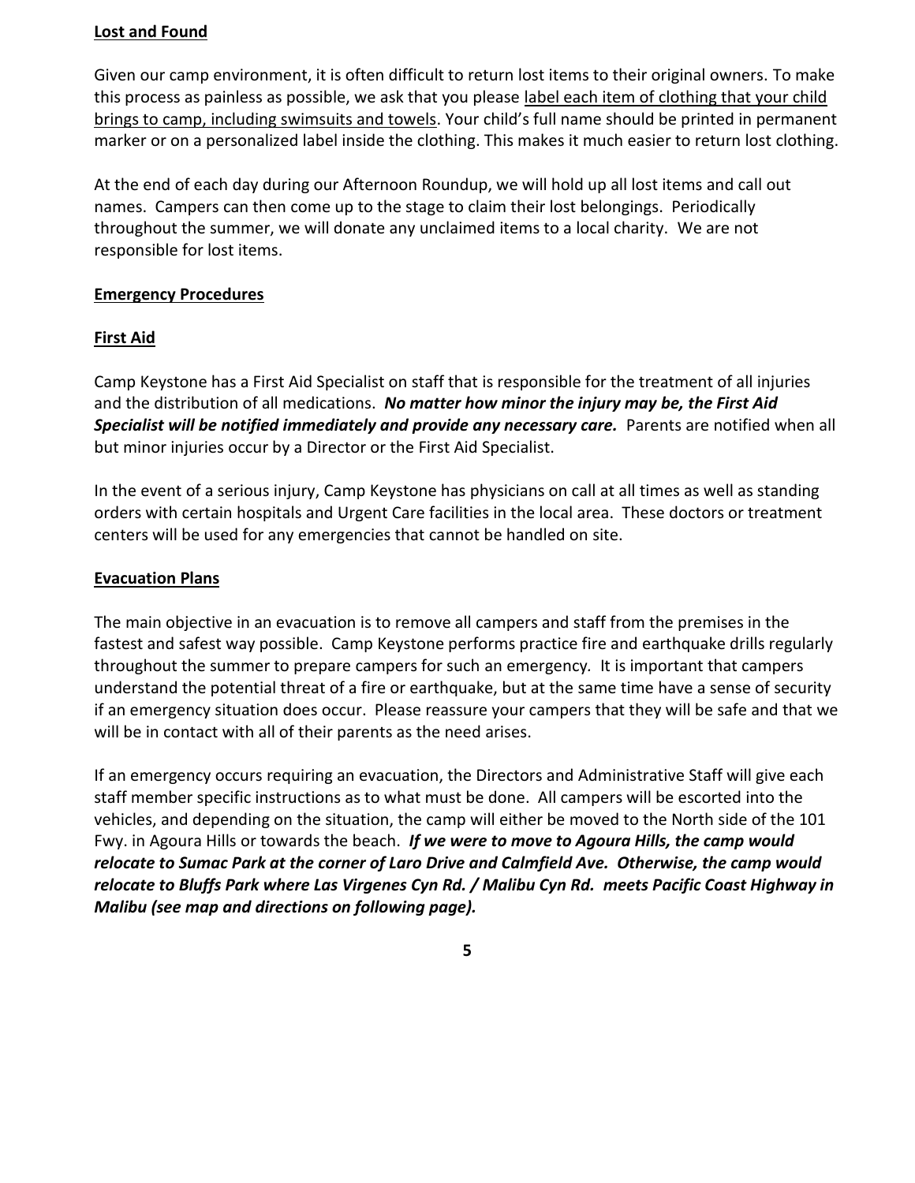## Lost and Found

Given our camp environment, it is often difficult to return lost items to their original owners. To make this process as painless as possible, we ask that you please label each item of clothing that your child brings to camp, including swimsuits and towels. Your child's full name should be printed in permanent marker or on a personalized label inside the clothing. This makes it much easier to return lost clothing.

At the end of each day during our Afternoon Roundup, we will hold up all lost items and call out names. Campers can then come up to the stage to claim their lost belongings. Periodically throughout the summer, we will donate any unclaimed items to a local charity. We are not responsible for lost items.

## Emergency Procedures

### First Aid

Camp Keystone has a First Aid Specialist on staff that is responsible for the treatment of all injuries and the distribution of all medications. ***No matter how minor the injury may be, the First Aid Specialist will be notified immediately and provide any necessary care.*** Parents are notified when all but minor injuries occur by a Director or the First Aid Specialist.

In the event of a serious injury, Camp Keystone has physicians on call at all times as well as standing orders with certain hospitals and Urgent Care facilities in the local area. These doctors or treatment centers will be used for any emergencies that cannot be handled on site.

### Evacuation Plans

The main objective in an evacuation is to remove all campers and staff from the premises in the fastest and safest way possible. Camp Keystone performs practice fire and earthquake drills regularly throughout the summer to prepare campers for such an emergency. It is important that campers understand the potential threat of a fire or earthquake, but at the same time have a sense of security if an emergency situation does occur. Please reassure your campers that they will be safe and that we will be in contact with all of their parents as the need arises.

If an emergency occurs requiring an evacuation, the Directors and Administrative Staff will give each staff member specific instructions as to what must be done. All campers will be escorted into the vehicles, and depending on the situation, the camp will either be moved to the North side of the 101 Fwy. in Agoura Hills or towards the beach. ***If we were to move to Agoura Hills, the camp would relocate to Sumac Park at the corner of Laro Drive and Calmfield Ave. Otherwise, the camp would relocate to Bluffs Park where Las Virgenes Cyn Rd. / Malibu Cyn Rd. meets Pacific Coast Highway in Malibu (see map and directions on following page).***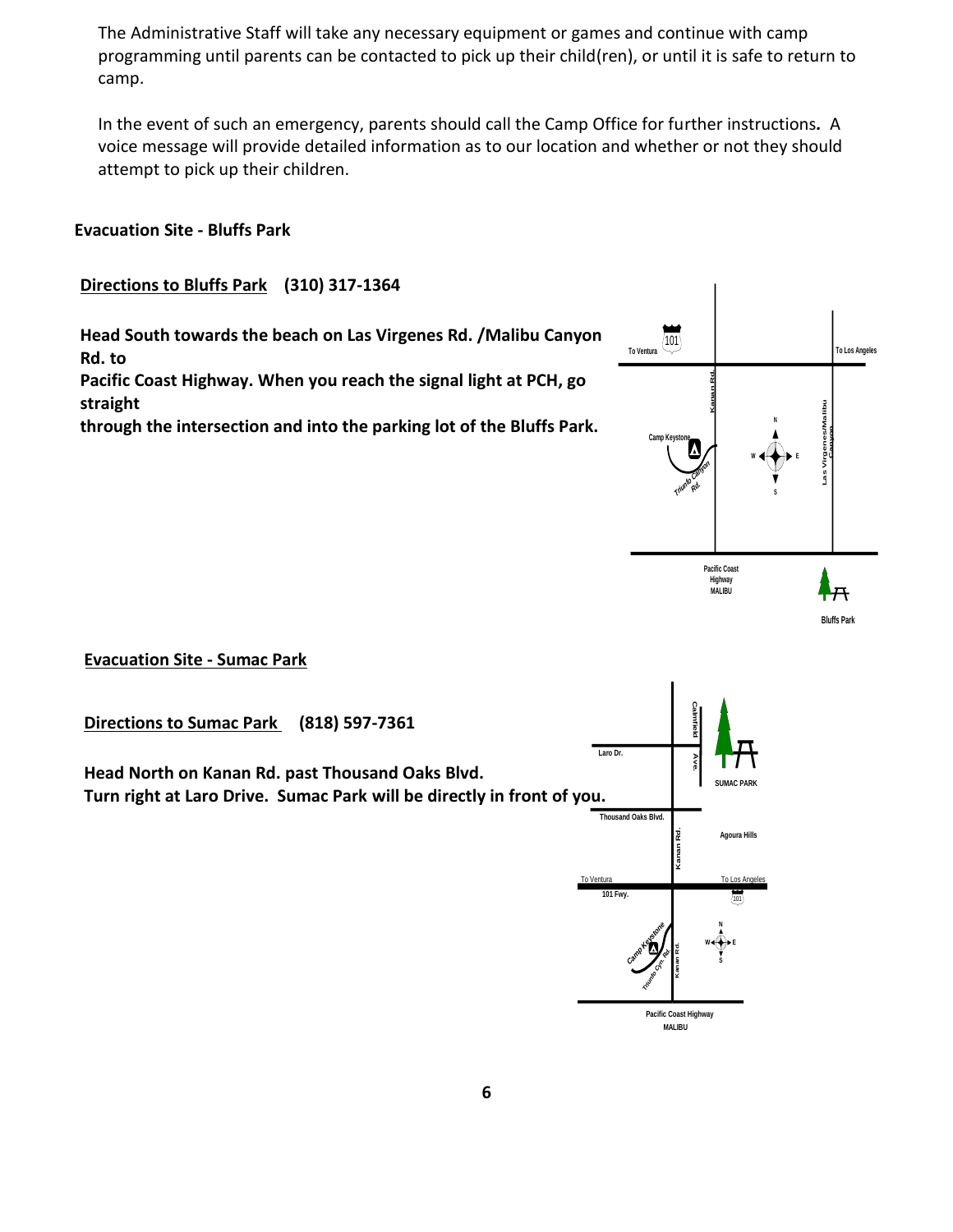The Administrative Staff will take any necessary equipment or games and continue with camp programming until parents can be contacted to pick up their child(ren), or until it is safe to return to camp.

In the event of such an emergency, parents should call the Camp Office for further instructions*.* A voice message will provide detailed information as to our location and whether or not they should attempt to pick up their children.

**Evacuation Site - Bluffs Park**

**<u>Directions to Bluffs Park</u> (310) 317-1364**

**Head South towards the beach on Las Virgenes Rd. /Malibu Canyon Rd. to**
**Pacific Coast Highway. When you reach the signal light at PCH, go straight**
**through the intersection and into the parking lot of the Bluffs Park.**

**<u>Evacuation Site - Sumac Park</u>**

**<u>Directions to Sumac Park</u> (818) 597-7361**

**Head North on Kanan Rd. past Thousand Oaks Blvd.**
**Turn right at Laro Drive. Sumac Park will be directly in front of you.**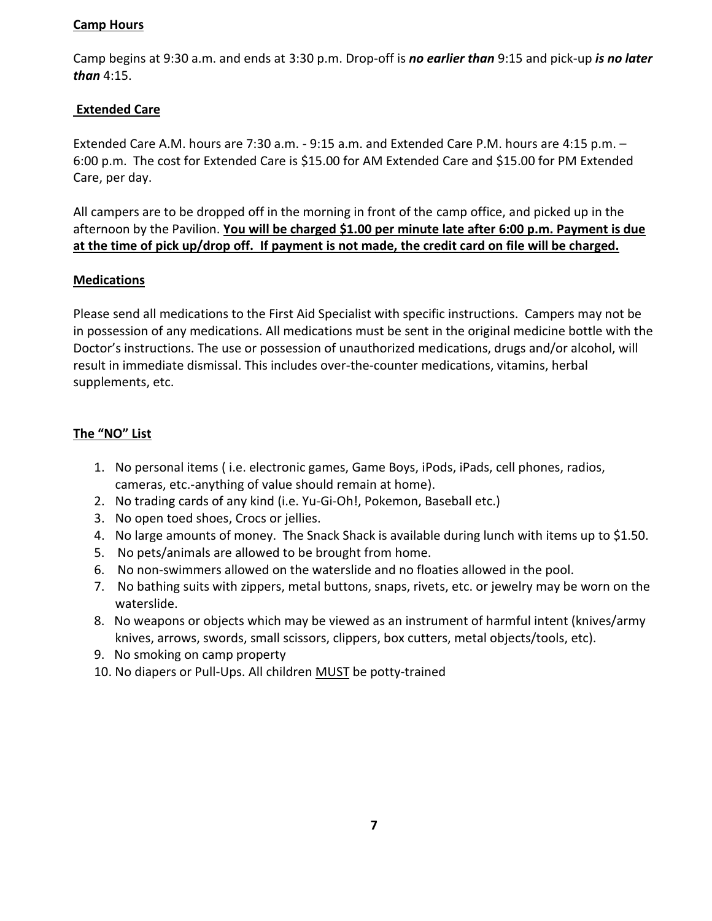**Camp Hours**

Camp begins at 9:30 a.m. and ends at 3:30 p.m. Drop-off is ***no earlier than*** 9:15 and pick-up ***is no later than*** 4:15.

**Extended Care**

Extended Care A.M. hours are 7:30 a.m. - 9:15 a.m. and Extended Care P.M. hours are 4:15 p.m. – 6:00 p.m. The cost for Extended Care is $15.00 for AM Extended Care and $15.00 for PM Extended Care, per day.

All campers are to be dropped off in the morning in front of the camp office, and picked up in the afternoon by the Pavilion. **You will be charged $1.00 per minute late after 6:00 p.m. Payment is due at the time of pick up/drop off. If payment is not made, the credit card on file will be charged.**

**Medications**

Please send all medications to the First Aid Specialist with specific instructions. Campers may not be in possession of any medications. All medications must be sent in the original medicine bottle with the Doctor's instructions. The use or possession of unauthorized medications, drugs and/or alcohol, will result in immediate dismissal. This includes over-the-counter medications, vitamins, herbal supplements, etc.

**The "NO" List**

1. No personal items ( i.e. electronic games, Game Boys, iPods, iPads, cell phones, radios, cameras, etc.-anything of value should remain at home).
2. No trading cards of any kind (i.e. Yu-Gi-Oh!, Pokemon, Baseball etc.)
3. No open toed shoes, Crocs or jellies.
4. No large amounts of money. The Snack Shack is available during lunch with items up to $1.50.
5. No pets/animals are allowed to be brought from home.
6. No non-swimmers allowed on the waterslide and no floaties allowed in the pool.
7. No bathing suits with zippers, metal buttons, snaps, rivets, etc. or jewelry may be worn on the waterslide.
8. No weapons or objects which may be viewed as an instrument of harmful intent (knives/army knives, arrows, swords, small scissors, clippers, box cutters, metal objects/tools, etc).
9. No smoking on camp property
10. No diapers or Pull-Ups. All children MUST be potty-trained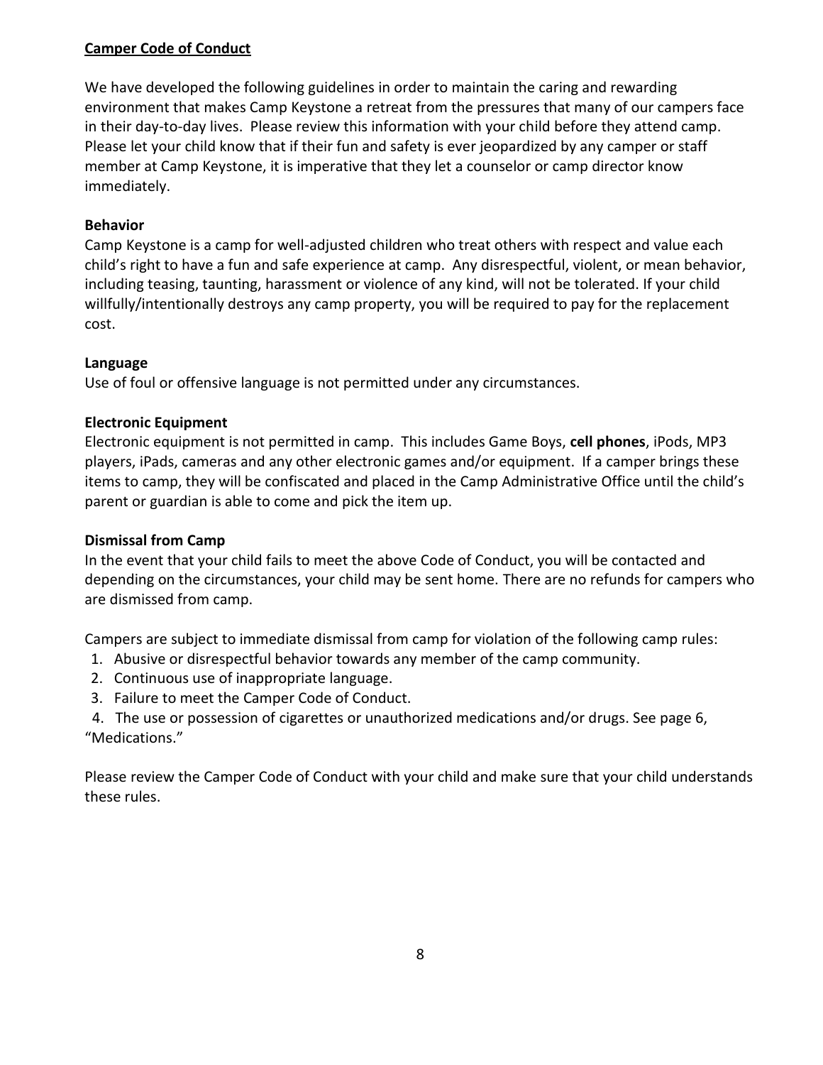**Camper Code of Conduct**

We have developed the following guidelines in order to maintain the caring and rewarding environment that makes Camp Keystone a retreat from the pressures that many of our campers face in their day-to-day lives. Please review this information with your child before they attend camp. Please let your child know that if their fun and safety is ever jeopardized by any camper or staff member at Camp Keystone, it is imperative that they let a counselor or camp director know immediately.

**Behavior**

Camp Keystone is a camp for well-adjusted children who treat others with respect and value each child's right to have a fun and safe experience at camp. Any disrespectful, violent, or mean behavior, including teasing, taunting, harassment or violence of any kind, will not be tolerated. If your child willfully/intentionally destroys any camp property, you will be required to pay for the replacement cost.

**Language**

Use of foul or offensive language is not permitted under any circumstances.

**Electronic Equipment**

Electronic equipment is not permitted in camp. This includes Game Boys, **cell phones**, iPods, MP3 players, iPads, cameras and any other electronic games and/or equipment. If a camper brings these items to camp, they will be confiscated and placed in the Camp Administrative Office until the child's parent or guardian is able to come and pick the item up.

**Dismissal from Camp**

In the event that your child fails to meet the above Code of Conduct, you will be contacted and depending on the circumstances, your child may be sent home. There are no refunds for campers who are dismissed from camp.

Campers are subject to immediate dismissal from camp for violation of the following camp rules:

1. Abusive or disrespectful behavior towards any member of the camp community.
2. Continuous use of inappropriate language.
3. Failure to meet the Camper Code of Conduct.
4. The use or possession of cigarettes or unauthorized medications and/or drugs. See page 6, "Medications."

Please review the Camper Code of Conduct with your child and make sure that your child understands these rules.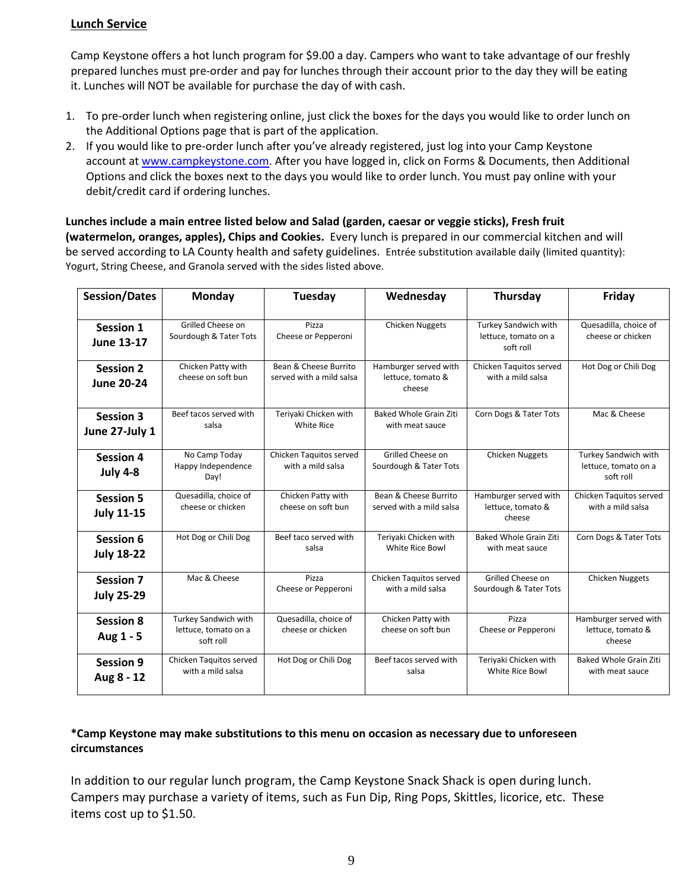## Lunch Service

Camp Keystone offers a hot lunch program for $9.00 a day. Campers who want to take advantage of our freshly prepared lunches must pre-order and pay for lunches through their account prior to the day they will be eating it. Lunches will NOT be available for purchase the day of with cash.

1. To pre-order lunch when registering online, just click the boxes for the days you would like to order lunch on the Additional Options page that is part of the application.
2. If you would like to pre-order lunch after you've already registered, just log into your Camp Keystone account at www.campkeystone.com. After you have logged in, click on Forms & Documents, then Additional Options and click the boxes next to the days you would like to order lunch. You must pay online with your debit/credit card if ordering lunches.

**Lunches include a main entree listed below and Salad (garden, caesar or veggie sticks), Fresh fruit (watermelon, oranges, apples), Chips and Cookies.** Every lunch is prepared in our commercial kitchen and will be served according to LA County health and safety guidelines. Entrée substitution available daily (limited quantity): Yogurt, String Cheese, and Granola served with the sides listed above.

| Session/Dates | Monday | Tuesday | Wednesday | Thursday | Friday |
|---|---|---|---|---|---|
| **Session 1 June 13-17** | Grilled Cheese on Sourdough & Tater Tots | Pizza Cheese or Pepperoni | Chicken Nuggets | Turkey Sandwich with lettuce, tomato on a soft roll | Quesadilla, choice of cheese or chicken |
| **Session 2 June 20-24** | Chicken Patty with cheese on soft bun | Bean & Cheese Burrito served with a mild salsa | Hamburger served with lettuce, tomato & cheese | Chicken Taquitos served with a mild salsa | Hot Dog or Chili Dog |
| **Session 3 June 27-July 1** | Beef tacos served with salsa | Teriyaki Chicken with White Rice | Baked Whole Grain Ziti with meat sauce | Corn Dogs & Tater Tots | Mac & Cheese |
| **Session 4 July 4-8** | No Camp Today Happy Independence Day! | Chicken Taquitos served with a mild salsa | Grilled Cheese on Sourdough & Tater Tots | Chicken Nuggets | Turkey Sandwich with lettuce, tomato on a soft roll |
| **Session 5 July 11-15** | Quesadilla, choice of cheese or chicken | Chicken Patty with cheese on soft bun | Bean & Cheese Burrito served with a mild salsa | Hamburger served with lettuce, tomato & cheese | Chicken Taquitos served with a mild salsa |
| **Session 6 July 18-22** | Hot Dog or Chili Dog | Beef taco served with salsa | Teriyaki Chicken with White Rice Bowl | Baked Whole Grain Ziti with meat sauce | Corn Dogs & Tater Tots |
| **Session 7 July 25-29** | Mac & Cheese | Pizza Cheese or Pepperoni | Chicken Taquitos served with a mild salsa | Grilled Cheese on Sourdough & Tater Tots | Chicken Nuggets |
| **Session 8 Aug 1 - 5** | Turkey Sandwich with lettuce, tomato on a soft roll | Quesadilla, choice of cheese or chicken | Chicken Patty with cheese on soft bun | Pizza Cheese or Pepperoni | Hamburger served with lettuce, tomato & cheese |
| **Session 9 Aug 8 - 12** | Chicken Taquitos served with a mild salsa | Hot Dog or Chili Dog | Beef tacos served with salsa | Teriyaki Chicken with White Rice Bowl | Baked Whole Grain Ziti with meat sauce |

**\*Camp Keystone may make substitutions to this menu on occasion as necessary due to unforeseen circumstances**

In addition to our regular lunch program, the Camp Keystone Snack Shack is open during lunch. Campers may purchase a variety of items, such as Fun Dip, Ring Pops, Skittles, licorice, etc. These items cost up to $1.50.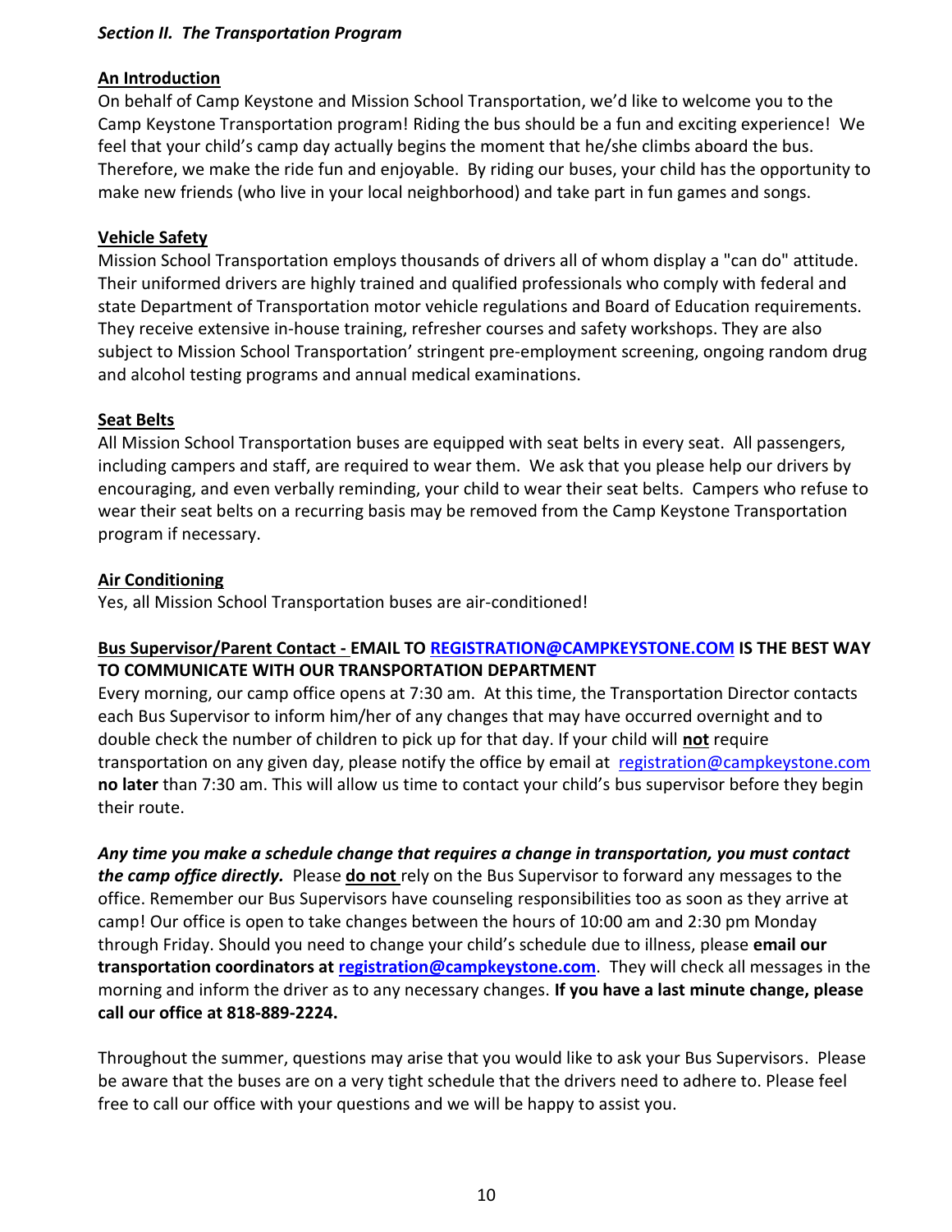***Section II. The Transportation Program***

**An Introduction**

On behalf of Camp Keystone and Mission School Transportation, we'd like to welcome you to the Camp Keystone Transportation program! Riding the bus should be a fun and exciting experience! We feel that your child's camp day actually begins the moment that he/she climbs aboard the bus. Therefore, we make the ride fun and enjoyable. By riding our buses, your child has the opportunity to make new friends (who live in your local neighborhood) and take part in fun games and songs.

**Vehicle Safety**

Mission School Transportation employs thousands of drivers all of whom display a "can do" attitude. Their uniformed drivers are highly trained and qualified professionals who comply with federal and state Department of Transportation motor vehicle regulations and Board of Education requirements. They receive extensive in-house training, refresher courses and safety workshops. They are also subject to Mission School Transportation' stringent pre-employment screening, ongoing random drug and alcohol testing programs and annual medical examinations.

**Seat Belts**

All Mission School Transportation buses are equipped with seat belts in every seat. All passengers, including campers and staff, are required to wear them. We ask that you please help our drivers by encouraging, and even verbally reminding, your child to wear their seat belts. Campers who refuse to wear their seat belts on a recurring basis may be removed from the Camp Keystone Transportation program if necessary.

**Air Conditioning**

Yes, all Mission School Transportation buses are air-conditioned!

**Bus Supervisor/Parent Contact - EMAIL TO [REGISTRATION@CAMPKEYSTONE.COM](mailto:REGISTRATION@CAMPKEYSTONE.COM) IS THE BEST WAY TO COMMUNICATE WITH OUR TRANSPORTATION DEPARTMENT**

Every morning, our camp office opens at 7:30 am. At this time, the Transportation Director contacts each Bus Supervisor to inform him/her of any changes that may have occurred overnight and to double check the number of children to pick up for that day. If your child will **not** require transportation on any given day, please notify the office by email at [registration@campkeystone.com](mailto:registration@campkeystone.com) **no later** than 7:30 am. This will allow us time to contact your child's bus supervisor before they begin their route.

***Any time you make a schedule change that requires a change in transportation, you must contact the camp office directly.*** Please **do not** rely on the Bus Supervisor to forward any messages to the office. Remember our Bus Supervisors have counseling responsibilities too as soon as they arrive at camp! Our office is open to take changes between the hours of 10:00 am and 2:30 pm Monday through Friday. Should you need to change your child's schedule due to illness, please **email our transportation coordinators at [registration@campkeystone.com](mailto:registration@campkeystone.com)**. They will check all messages in the morning and inform the driver as to any necessary changes. **If you have a last minute change, please call our office at 818-889-2224.**

Throughout the summer, questions may arise that you would like to ask your Bus Supervisors. Please be aware that the buses are on a very tight schedule that the drivers need to adhere to. Please feel free to call our office with your questions and we will be happy to assist you.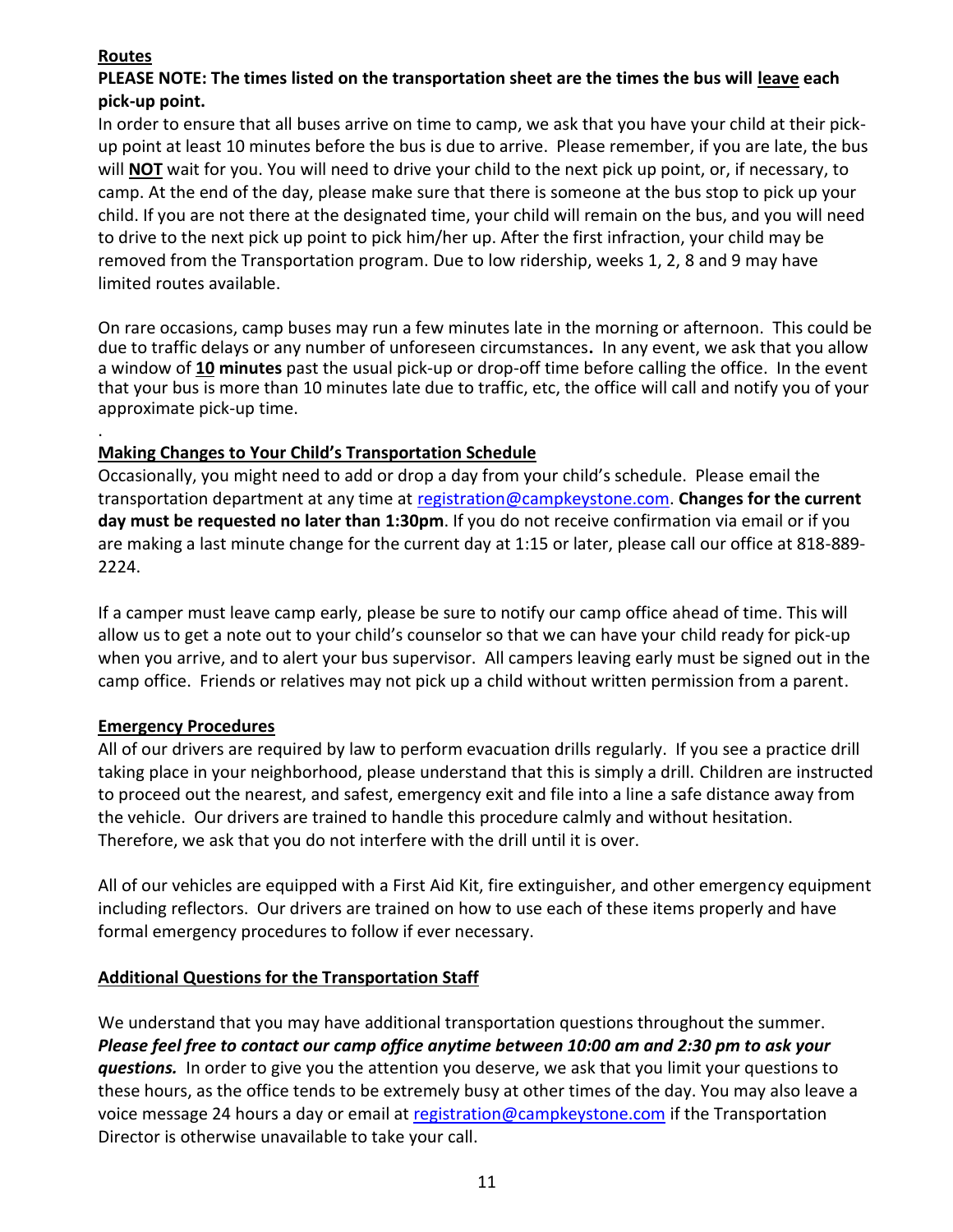**Routes**

**PLEASE NOTE: The times listed on the transportation sheet are the times the bus will <u>leave</u> each pick-up point.**

In order to ensure that all buses arrive on time to camp, we ask that you have your child at their pick-up point at least 10 minutes before the bus is due to arrive. Please remember, if you are late, the bus will **<u>NOT</u>** wait for you. You will need to drive your child to the next pick up point, or, if necessary, to camp. At the end of the day, please make sure that there is someone at the bus stop to pick up your child. If you are not there at the designated time, your child will remain on the bus, and you will need to drive to the next pick up point to pick him/her up. After the first infraction, your child may be removed from the Transportation program. Due to low ridership, weeks 1, 2, 8 and 9 may have limited routes available.

On rare occasions, camp buses may run a few minutes late in the morning or afternoon. This could be due to traffic delays or any number of unforeseen circumstances**.** In any event, we ask that you allow a window of **<u>10</u> minutes** past the usual pick-up or drop-off time before calling the office. In the event that your bus is more than 10 minutes late due to traffic, etc, the office will call and notify you of your approximate pick-up time.

.

**Making Changes to Your Child's Transportation Schedule**

Occasionally, you might need to add or drop a day from your child's schedule. Please email the transportation department at any time at registration@campkeystone.com. **Changes for the current day must be requested no later than 1:30pm**. If you do not receive confirmation via email or if you are making a last minute change for the current day at 1:15 or later, please call our office at 818-889-2224.

If a camper must leave camp early, please be sure to notify our camp office ahead of time. This will allow us to get a note out to your child's counselor so that we can have your child ready for pick-up when you arrive, and to alert your bus supervisor. All campers leaving early must be signed out in the camp office. Friends or relatives may not pick up a child without written permission from a parent.

**Emergency Procedures**

All of our drivers are required by law to perform evacuation drills regularly. If you see a practice drill taking place in your neighborhood, please understand that this is simply a drill. Children are instructed to proceed out the nearest, and safest, emergency exit and file into a line a safe distance away from the vehicle. Our drivers are trained to handle this procedure calmly and without hesitation. Therefore, we ask that you do not interfere with the drill until it is over.

All of our vehicles are equipped with a First Aid Kit, fire extinguisher, and other emergency equipment including reflectors. Our drivers are trained on how to use each of these items properly and have formal emergency procedures to follow if ever necessary.

**Additional Questions for the Transportation Staff**

We understand that you may have additional transportation questions throughout the summer. ***Please feel free to contact our camp office anytime between 10:00 am and 2:30 pm to ask your questions.*** In order to give you the attention you deserve, we ask that you limit your questions to these hours, as the office tends to be extremely busy at other times of the day. You may also leave a voice message 24 hours a day or email at registration@campkeystone.com if the Transportation Director is otherwise unavailable to take your call.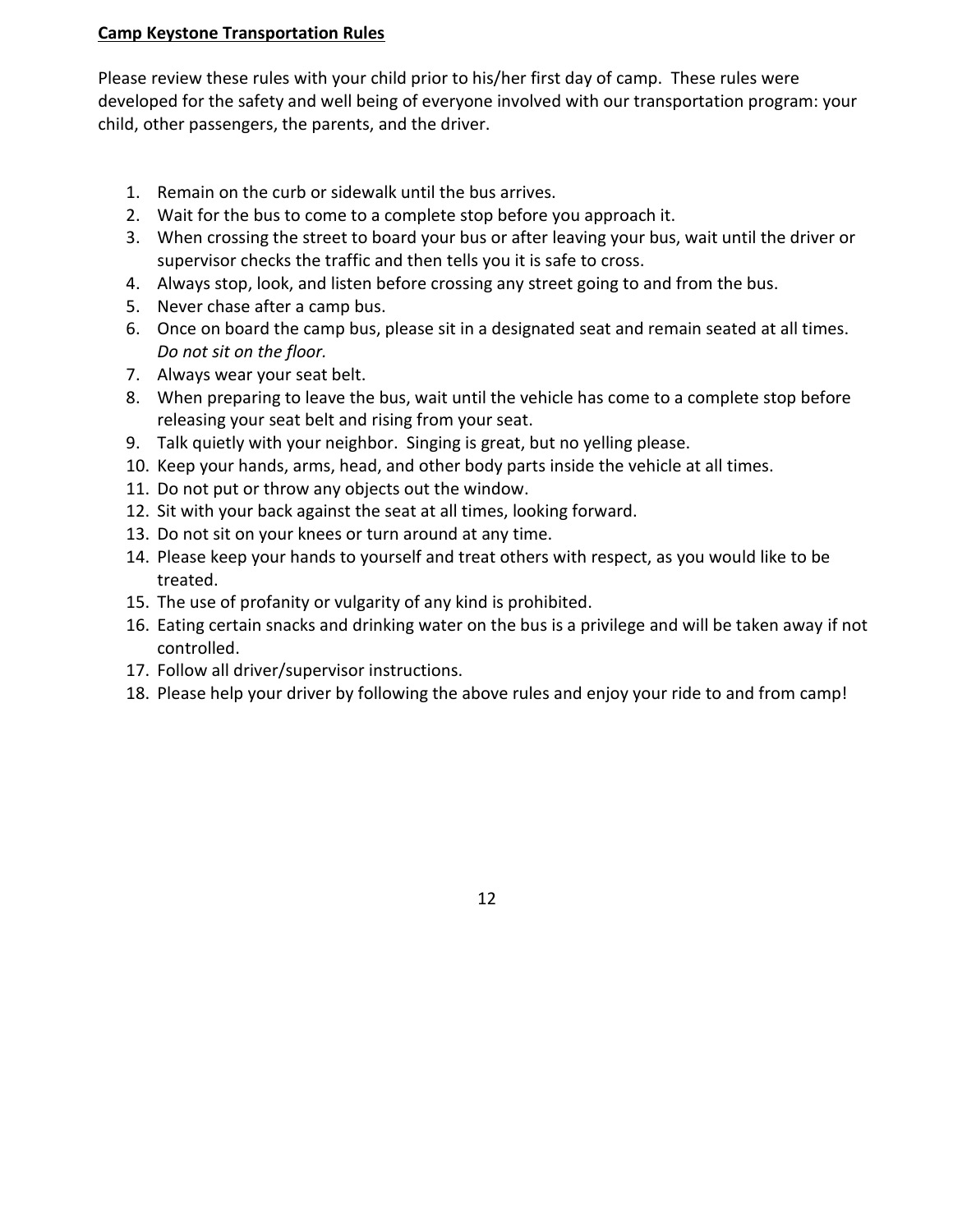**Camp Keystone Transportation Rules**

Please review these rules with your child prior to his/her first day of camp. These rules were developed for the safety and well being of everyone involved with our transportation program: your child, other passengers, the parents, and the driver.

1. Remain on the curb or sidewalk until the bus arrives.
2. Wait for the bus to come to a complete stop before you approach it.
3. When crossing the street to board your bus or after leaving your bus, wait until the driver or supervisor checks the traffic and then tells you it is safe to cross.
4. Always stop, look, and listen before crossing any street going to and from the bus.
5. Never chase after a camp bus.
6. Once on board the camp bus, please sit in a designated seat and remain seated at all times. *Do not sit on the floor.*
7. Always wear your seat belt.
8. When preparing to leave the bus, wait until the vehicle has come to a complete stop before releasing your seat belt and rising from your seat.
9. Talk quietly with your neighbor. Singing is great, but no yelling please.
10. Keep your hands, arms, head, and other body parts inside the vehicle at all times.
11. Do not put or throw any objects out the window.
12. Sit with your back against the seat at all times, looking forward.
13. Do not sit on your knees or turn around at any time.
14. Please keep your hands to yourself and treat others with respect, as you would like to be treated.
15. The use of profanity or vulgarity of any kind is prohibited.
16. Eating certain snacks and drinking water on the bus is a privilege and will be taken away if not controlled.
17. Follow all driver/supervisor instructions.
18. Please help your driver by following the above rules and enjoy your ride to and from camp!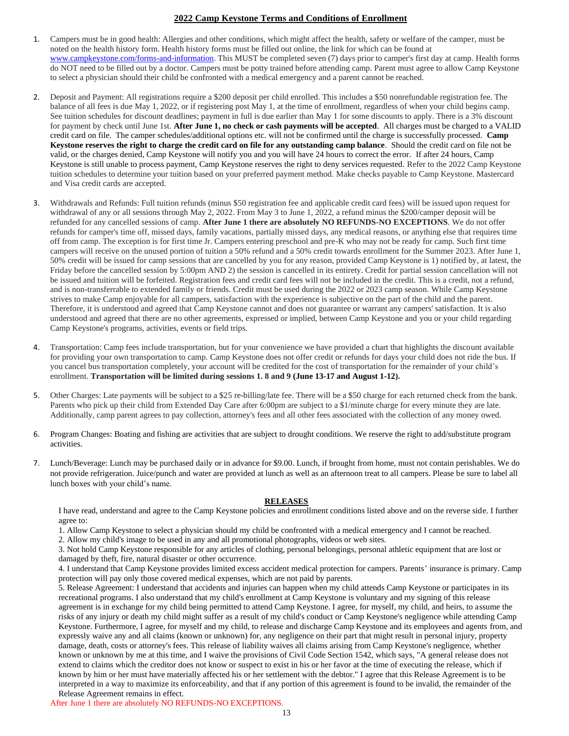## 2022 Camp Keystone Terms and Conditions of Enrollment

1. Campers must be in good health: Allergies and other conditions, which might affect the health, safety or welfare of the camper, must be noted on the health history form. Health history forms must be filled out online, the link for which can be found at www.campkeystone.com/forms-and-information. This MUST be completed seven (7) days prior to camper's first day at camp. Health forms do NOT need to be filled out by a doctor. Campers must be potty trained before attending camp. Parent must agree to allow Camp Keystone to select a physician should their child be confronted with a medical emergency and a parent cannot be reached.

2. Deposit and Payment: All registrations require a $200 deposit per child enrolled. This includes a $50 nonrefundable registration fee. The balance of all fees is due May 1, 2022, or if registering post May 1, at the time of enrollment, regardless of when your child begins camp. See tuition schedules for discount deadlines; payment in full is due earlier than May 1 for some discounts to apply. There is a 3% discount for payment by check until June 1st. **After June 1, no check or cash payments will be accepted**. All charges must be charged to a VALID credit card on file. The camper schedules/additional options etc. will not be confirmed until the charge is successfully processed. **Camp Keystone reserves the right to charge the credit card on file for any outstanding camp balance**. Should the credit card on file not be valid, or the charges denied, Camp Keystone will notify you and you will have 24 hours to correct the error. If after 24 hours, Camp Keystone is still unable to process payment, Camp Keystone reserves the right to deny services requested. Refer to the 2022 Camp Keystone tuition schedules to determine your tuition based on your preferred payment method. Make checks payable to Camp Keystone. Mastercard and Visa credit cards are accepted.

3. Withdrawals and Refunds: Full tuition refunds (minus $50 registration fee and applicable credit card fees) will be issued upon request for withdrawal of any or all sessions through May 2, 2022. From May 3 to June 1, 2022, a refund minus the $200/camper deposit will be refunded for any cancelled sessions of camp. **After June 1 there are absolutely NO REFUNDS-NO EXCEPTIONS**. We do not offer refunds for camper's time off, missed days, family vacations, partially missed days, any medical reasons, or anything else that requires time off from camp. The exception is for first time Jr. Campers entering preschool and pre-K who may not be ready for camp. Such first time campers will receive on the unused portion of tuition a 50% refund and a 50% credit towards enrollment for the Summer 2023. After June 1, 50% credit will be issued for camp sessions that are cancelled by you for any reason, provided Camp Keystone is 1) notified by, at latest, the Friday before the cancelled session by 5:00pm AND 2) the session is cancelled in its entirety. Credit for partial session cancellation will not be issued and tuition will be forfeited. Registration fees and credit card fees will not be included in the credit. This is a credit, not a refund, and is non-transferrable to extended family or friends. Credit must be used during the 2022 or 2023 camp season. While Camp Keystone strives to make Camp enjoyable for all campers, satisfaction with the experience is subjective on the part of the child and the parent. Therefore, it is understood and agreed that Camp Keystone cannot and does not guarantee or warrant any campers' satisfaction. It is also understood and agreed that there are no other agreements, expressed or implied, between Camp Keystone and you or your child regarding Camp Keystone's programs, activities, events or field trips.

4. Transportation: Camp fees include transportation, but for your convenience we have provided a chart that highlights the discount available for providing your own transportation to camp. Camp Keystone does not offer credit or refunds for days your child does not ride the bus. If you cancel bus transportation completely, your account will be credited for the cost of transportation for the remainder of your child's enrollment. **Transportation will be limited during sessions 1. 8 and 9 (June 13-17 and August 1-12).**

5. Other Charges: Late payments will be subject to a $25 re-billing/late fee. There will be a $50 charge for each returned check from the bank. Parents who pick up their child from Extended Day Care after 6:00pm are subject to a $1/minute charge for every minute they are late. Additionally, camp parent agrees to pay collection, attorney's fees and all other fees associated with the collection of any money owed.

6. Program Changes: Boating and fishing are activities that are subject to drought conditions. We reserve the right to add/substitute program activities.

7. Lunch/Beverage: Lunch may be purchased daily or in advance for $9.00. Lunch, if brought from home, must not contain perishables. We do not provide refrigeration. Juice/punch and water are provided at lunch as well as an afternoon treat to all campers. Please be sure to label all lunch boxes with your child's name.

### RELEASES

I have read, understand and agree to the Camp Keystone policies and enrollment conditions listed above and on the reverse side. I further agree to:

1. Allow Camp Keystone to select a physician should my child be confronted with a medical emergency and I cannot be reached.
2. Allow my child's image to be used in any and all promotional photographs, videos or web sites.
3. Not hold Camp Keystone responsible for any articles of clothing, personal belongings, personal athletic equipment that are lost or damaged by theft, fire, natural disaster or other occurrence.
4. I understand that Camp Keystone provides limited excess accident medical protection for campers. Parents' insurance is primary. Camp protection will pay only those covered medical expenses, which are not paid by parents.
5. Release Agreement: I understand that accidents and injuries can happen when my child attends Camp Keystone or participates in its recreational programs. I also understand that my child's enrollment at Camp Keystone is voluntary and my signing of this release agreement is in exchange for my child being permitted to attend Camp Keystone. I agree, for myself, my child, and heirs, to assume the risks of any injury or death my child might suffer as a result of my child's conduct or Camp Keystone's negligence while attending Camp Keystone. Furthermore, I agree, for myself and my child, to release and discharge Camp Keystone and its employees and agents from, and expressly waive any and all claims (known or unknown) for, any negligence on their part that might result in personal injury, property damage, death, costs or attorney's fees. This release of liability waives all claims arising from Camp Keystone's negligence, whether known or unknown by me at this time, and I waive the provisions of Civil Code Section 1542, which says, "A general release does not extend to claims which the creditor does not know or suspect to exist in his or her favor at the time of executing the release, which if known by him or her must have materially affected his or her settlement with the debtor." I agree that this Release Agreement is to be interpreted in a way to maximize its enforceability, and that if any portion of this agreement is found to be invalid, the remainder of the Release Agreement remains in effect.

After June 1 there are absolutely NO REFUNDS-NO EXCEPTIONS.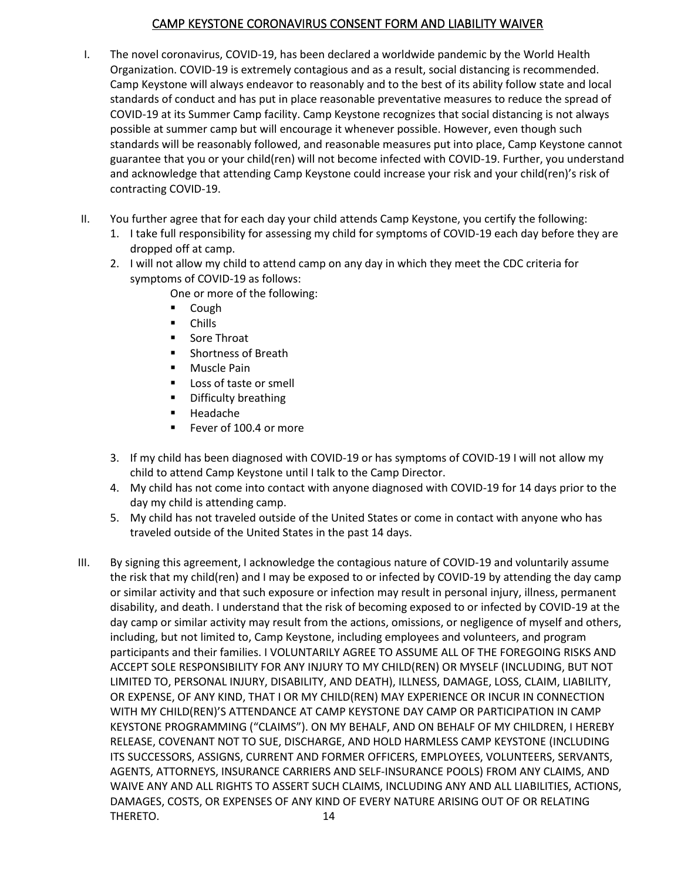# CAMP KEYSTONE CORONAVIRUS CONSENT FORM AND LIABILITY WAIVER

I. The novel coronavirus, COVID-19, has been declared a worldwide pandemic by the World Health Organization. COVID-19 is extremely contagious and as a result, social distancing is recommended. Camp Keystone will always endeavor to reasonably and to the best of its ability follow state and local standards of conduct and has put in place reasonable preventative measures to reduce the spread of COVID-19 at its Summer Camp facility. Camp Keystone recognizes that social distancing is not always possible at summer camp but will encourage it whenever possible. However, even though such standards will be reasonably followed, and reasonable measures put into place, Camp Keystone cannot guarantee that you or your child(ren) will not become infected with COVID-19. Further, you understand and acknowledge that attending Camp Keystone could increase your risk and your child(ren)'s risk of contracting COVID-19.

II. You further agree that for each day your child attends Camp Keystone, you certify the following:
   1. I take full responsibility for assessing my child for symptoms of COVID-19 each day before they are dropped off at camp.
   2. I will not allow my child to attend camp on any day in which they meet the CDC criteria for symptoms of COVID-19 as follows:
      One or more of the following:
      - Cough
      - Chills
      - Sore Throat
      - Shortness of Breath
      - Muscle Pain
      - Loss of taste or smell
      - Difficulty breathing
      - Headache
      - Fever of 100.4 or more
   3. If my child has been diagnosed with COVID-19 or has symptoms of COVID-19 I will not allow my child to attend Camp Keystone until I talk to the Camp Director.
   4. My child has not come into contact with anyone diagnosed with COVID-19 for 14 days prior to the day my child is attending camp.
   5. My child has not traveled outside of the United States or come in contact with anyone who has traveled outside of the United States in the past 14 days.

III. By signing this agreement, I acknowledge the contagious nature of COVID-19 and voluntarily assume the risk that my child(ren) and I may be exposed to or infected by COVID-19 by attending the day camp or similar activity and that such exposure or infection may result in personal injury, illness, permanent disability, and death. I understand that the risk of becoming exposed to or infected by COVID-19 at the day camp or similar activity may result from the actions, omissions, or negligence of myself and others, including, but not limited to, Camp Keystone, including employees and volunteers, and program participants and their families. I VOLUNTARILY AGREE TO ASSUME ALL OF THE FOREGOING RISKS AND ACCEPT SOLE RESPONSIBILITY FOR ANY INJURY TO MY CHILD(REN) OR MYSELF (INCLUDING, BUT NOT LIMITED TO, PERSONAL INJURY, DISABILITY, AND DEATH), ILLNESS, DAMAGE, LOSS, CLAIM, LIABILITY, OR EXPENSE, OF ANY KIND, THAT I OR MY CHILD(REN) MAY EXPERIENCE OR INCUR IN CONNECTION WITH MY CHILD(REN)'S ATTENDANCE AT CAMP KEYSTONE DAY CAMP OR PARTICIPATION IN CAMP KEYSTONE PROGRAMMING ("CLAIMS"). ON MY BEHALF, AND ON BEHALF OF MY CHILDREN, I HEREBY RELEASE, COVENANT NOT TO SUE, DISCHARGE, AND HOLD HARMLESS CAMP KEYSTONE (INCLUDING ITS SUCCESSORS, ASSIGNS, CURRENT AND FORMER OFFICERS, EMPLOYEES, VOLUNTEERS, SERVANTS, AGENTS, ATTORNEYS, INSURANCE CARRIERS AND SELF-INSURANCE POOLS) FROM ANY CLAIMS, AND WAIVE ANY AND ALL RIGHTS TO ASSERT SUCH CLAIMS, INCLUDING ANY AND ALL LIABILITIES, ACTIONS, DAMAGES, COSTS, OR EXPENSES OF ANY KIND OF EVERY NATURE ARISING OUT OF OR RELATING THERETO.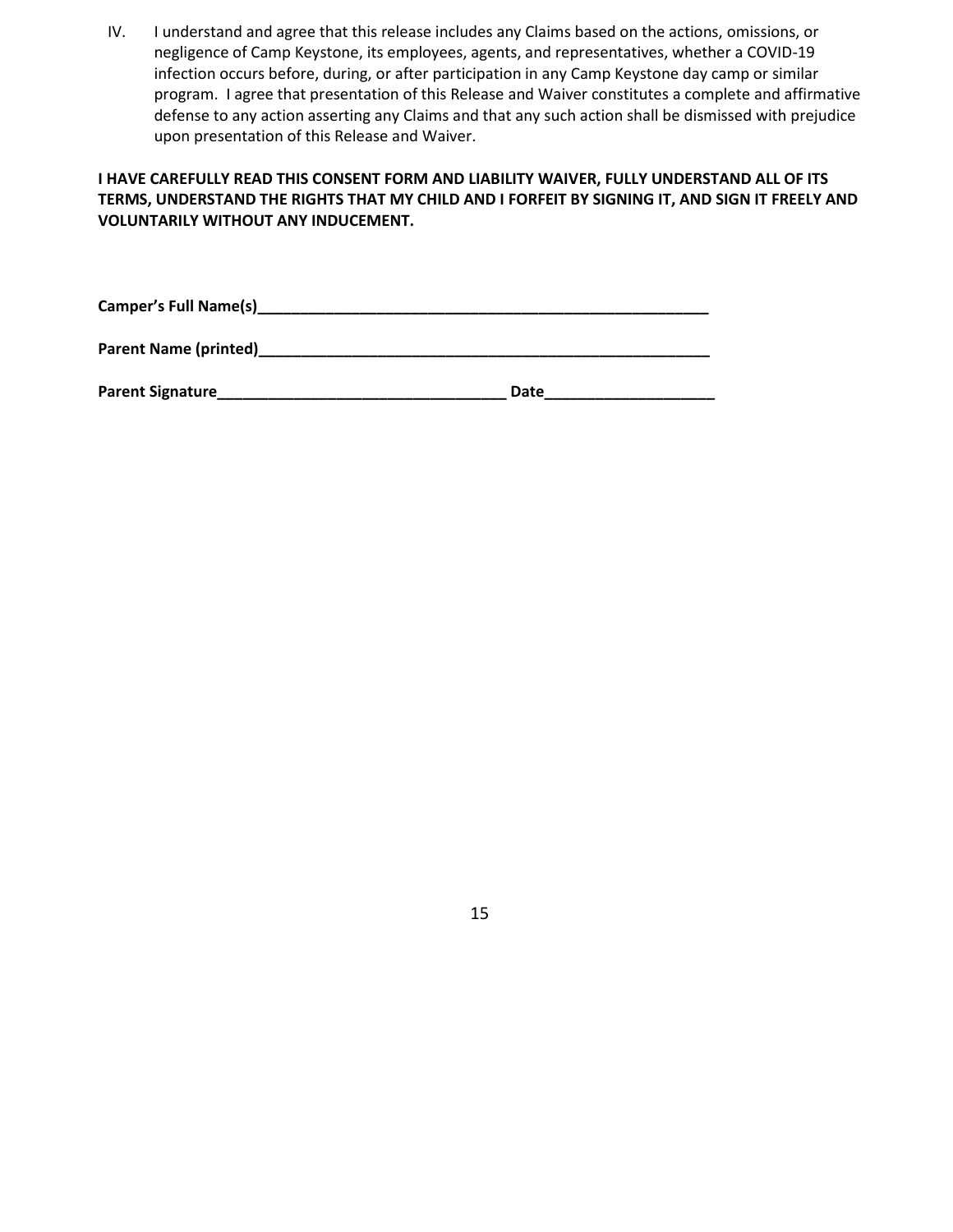IV. I understand and agree that this release includes any Claims based on the actions, omissions, or negligence of Camp Keystone, its employees, agents, and representatives, whether a COVID-19 infection occurs before, during, or after participation in any Camp Keystone day camp or similar program. I agree that presentation of this Release and Waiver constitutes a complete and affirmative defense to any action asserting any Claims and that any such action shall be dismissed with prejudice upon presentation of this Release and Waiver.

**I HAVE CAREFULLY READ THIS CONSENT FORM AND LIABILITY WAIVER, FULLY UNDERSTAND ALL OF ITS TERMS, UNDERSTAND THE RIGHTS THAT MY CHILD AND I FORFEIT BY SIGNING IT, AND SIGN IT FREELY AND VOLUNTARILY WITHOUT ANY INDUCEMENT.**

**Camper's Full Name(s)**_______________________________________________________

**Parent Name (printed)**_______________________________________________________

**Parent Signature**__________________________________ **Date**____________________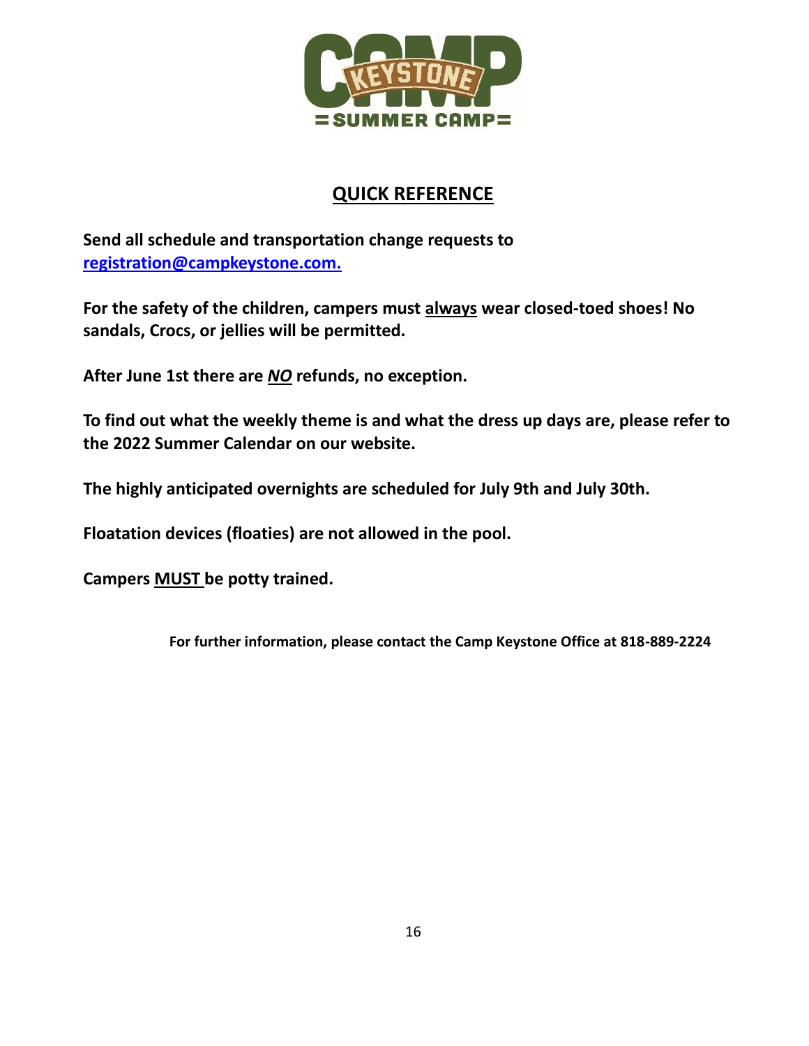# QUICK REFERENCE

**Send all schedule and transportation change requests to [registration@campkeystone.com.](mailto:registration@campkeystone.com)**

**For the safety of the children, campers must always wear closed-toed shoes! No sandals, Crocs, or jellies will be permitted.**

**After June 1st there are *NO* refunds, no exception.**

**To find out what the weekly theme is and what the dress up days are, please refer to the 2022 Summer Calendar on our website.**

**The highly anticipated overnights are scheduled for July 9th and July 30th.**

**Floatation devices (floaties) are not allowed in the pool.**

**Campers MUST be potty trained.**

**For further information, please contact the Camp Keystone Office at 818-889-2224**